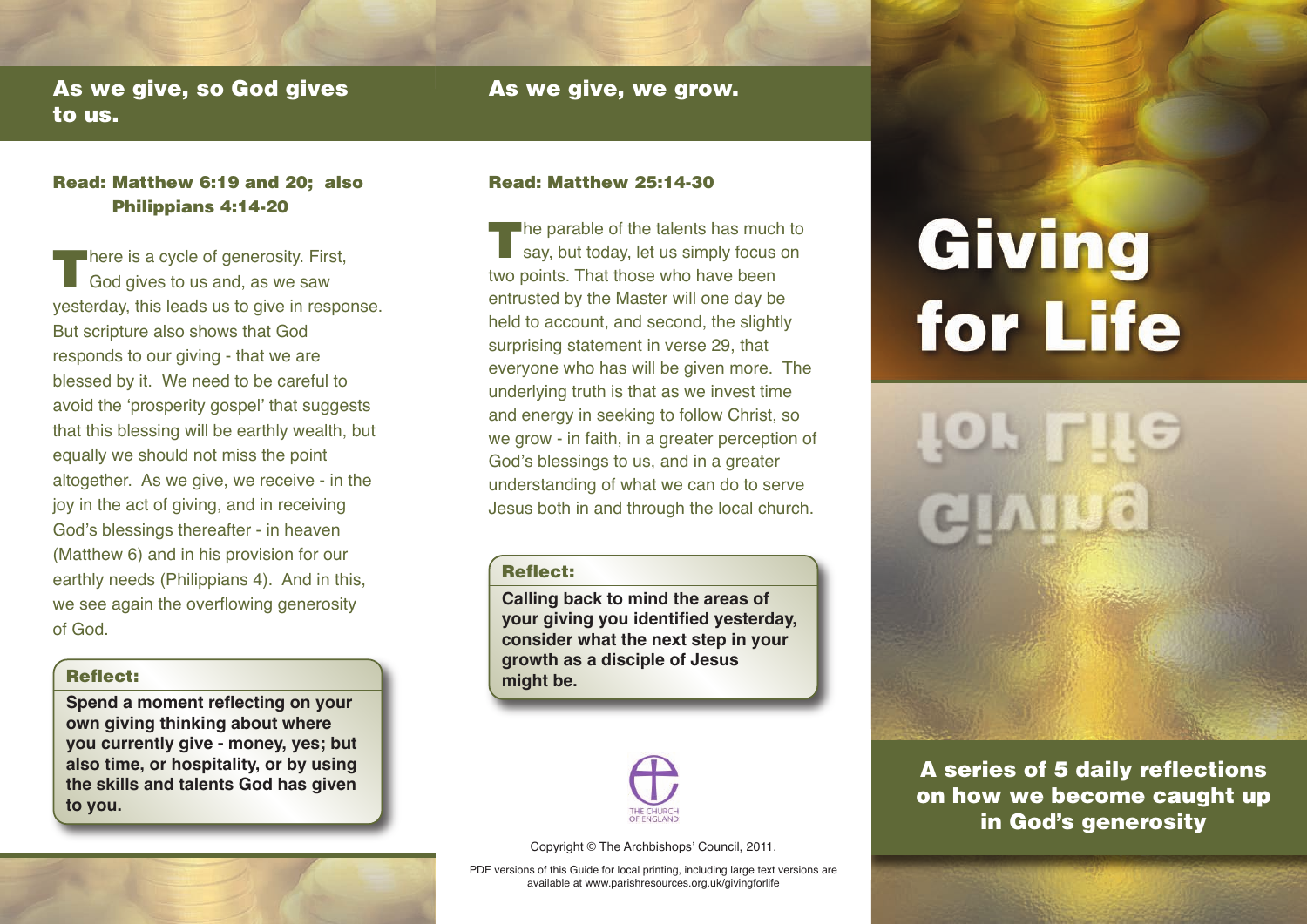## As we give, so God gives to us.

**Read: Matthew 6:19 and 20; also Philippians 4:14-20**

There is a cycle of generosity. First, God gives to us and, as we saw yesterday, this leads us to give in response. But scripture also shows that God responds to our giving - that we are blessed by it. We need to be careful to avoid the 'prosperity gospel' that suggests that this blessing will be earthly wealth, but equally we should not miss the point altogether. As we give, we receive - in the joy in the act of giving, and in receiving God's blessings thereafter - in heaven (Matthew 6) and in his provision for our earthly needs (Philippians 4). And in this, we see again the overflowing generosity of God.

**Reflect:**

**Spend a moment reflecting on your own giving thinking about where you currently give - money, yes; but also time, or hospitality, or by using the skills and talents God has given to you.**

## As we give, we grow.

**Read: Matthew 25:14-30**

The parable of the talents has much to say, but today, let us simply focus on two points. That those who have been entrusted by the Master will one day be held to account, and second, the slightly surprising statement in verse 29, that everyone who has will be given more. The underlying truth is that as we invest time and energy in seeking to follow Christ, so we grow - in faith, in a greater perception of God's blessings to us, and in a greater understanding of what we can do to serve Jesus both in and through the local church.

**Reflect:**

**Calling back to mind the areas of your giving you identified yesterday, consider what the next step in your growth as a disciple of Jesus might be.**

THE CHURCH OF ENGLAND

Copyright © The Archbishops' Council, 2011.

PDF versions of this Guide for local printing, including large text versions are available at www.parishresources.org.uk/givingforlife

# Giving for Life

**A series of 5 daily reflections on how we become caught up in God's generosity**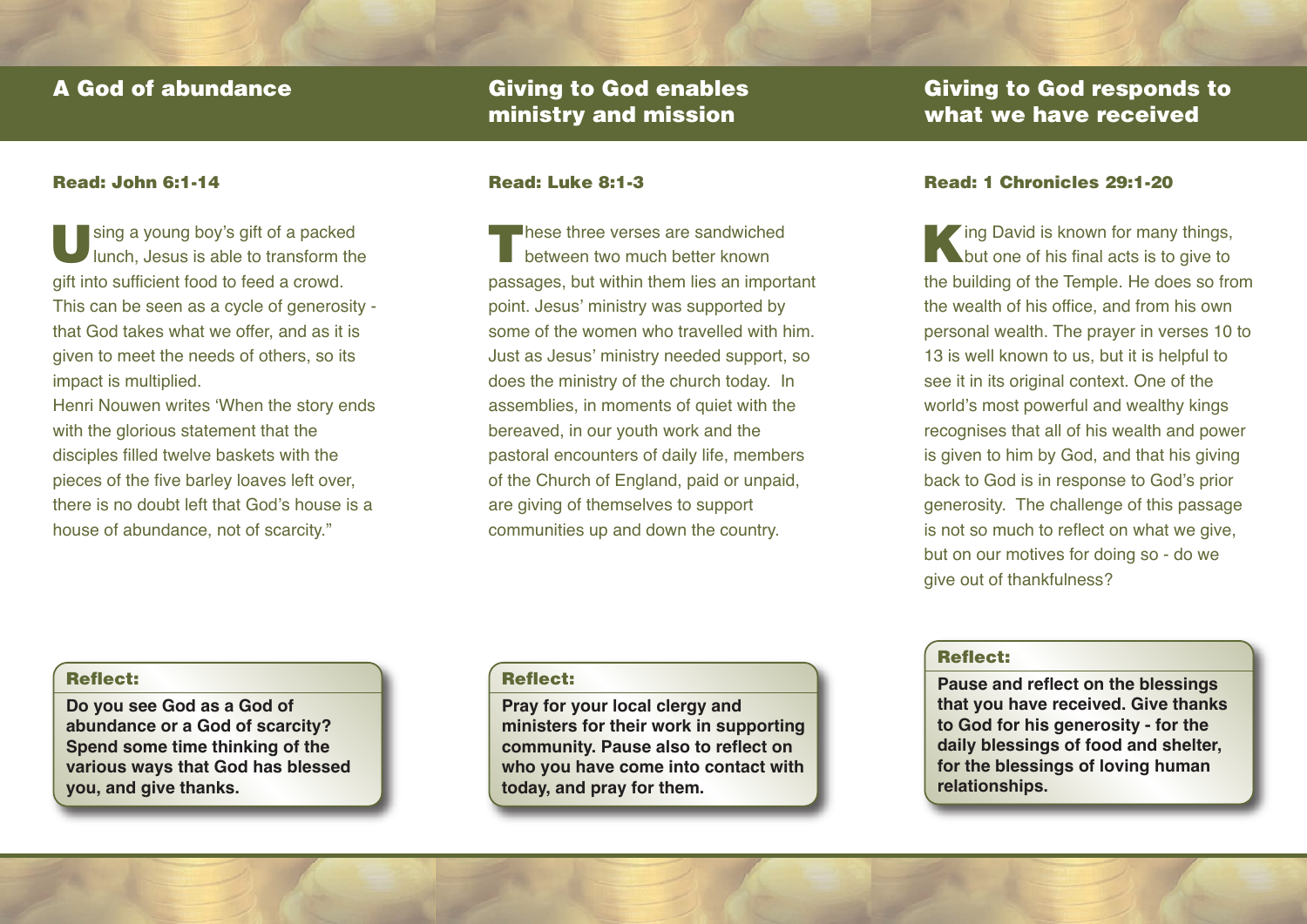## A God of abundance

**Read: John 6:1-14**

Using a young boy's gift of a packed lunch, Jesus is able to transform the gift into sufficient food to feed a crowd. This can be seen as a cycle of generosity - that God takes what we offer, and as it is given to meet the needs of others, so its impact is multiplied.

Henri Nouwen writes 'When the story ends with the glorious statement that the disciples filled twelve baskets with the pieces of the five barley loaves left over, there is no doubt left that God's house is a house of abundance, not of scarcity."

**Reflect:**

**Do you see God as a God of abundance or a God of scarcity? Spend some time thinking of the various ways that God has blessed you, and give thanks.**

## Giving to God enables ministry and mission

**Read: Luke 8:1-3**

These three verses are sandwiched between two much better known passages, but within them lies an important point. Jesus' ministry was supported by some of the women who travelled with him. Just as Jesus' ministry needed support, so does the ministry of the church today. In assemblies, in moments of quiet with the bereaved, in our youth work and the pastoral encounters of daily life, members of the Church of England, paid or unpaid, are giving of themselves to support communities up and down the country.

**Reflect:**

**Pray for your local clergy and ministers for their work in supporting community. Pause also to reflect on who you have come into contact with today, and pray for them.**

## Giving to God responds to what we have received

**Read: 1 Chronicles 29:1-20**

King David is known for many things, but one of his final acts is to give to the building of the Temple. He does so from the wealth of his office, and from his own personal wealth. The prayer in verses 10 to 13 is well known to us, but it is helpful to see it in its original context. One of the world's most powerful and wealthy kings recognises that all of his wealth and power is given to him by God, and that his giving back to God is in response to God's prior generosity. The challenge of this passage is not so much to reflect on what we give, but on our motives for doing so - do we give out of thankfulness?

**Reflect:**

**Pause and reflect on the blessings that you have received. Give thanks to God for his generosity - for the daily blessings of food and shelter, for the blessings of loving human relationships.**